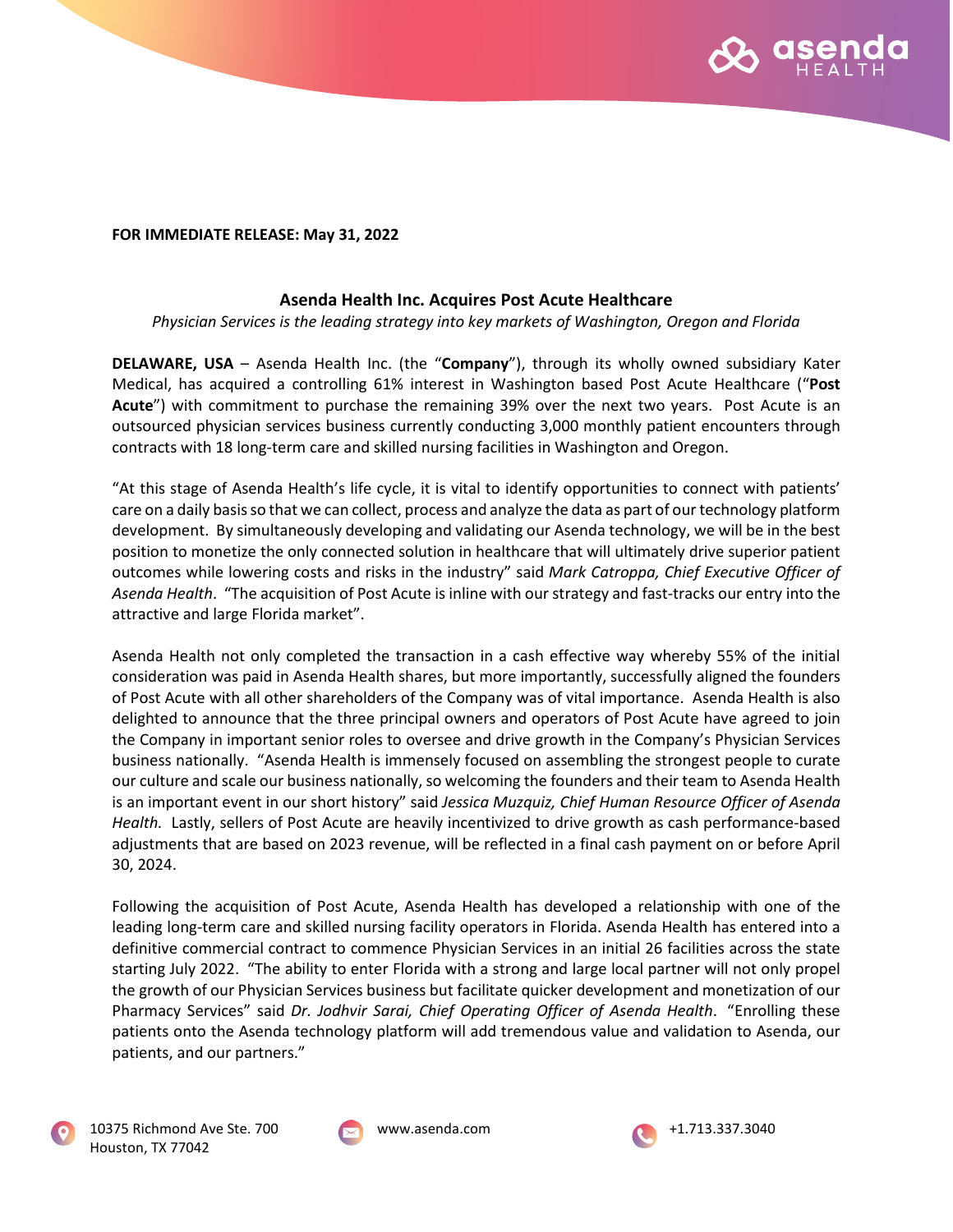**FOR IMMEDIATE RELEASE: May 31, 2022**

## Asenda Health Inc. Acquires Post Acute Healthcare

*Physician Services is the leading strategy into key markets of Washington, Oregon and Florida*

**DELAWARE, USA** – Asenda Health Inc. (the "**Company**"), through its wholly owned subsidiary Kater Medical, has acquired a controlling 61% interest in Washington based Post Acute Healthcare ("**Post Acute**") with commitment to purchase the remaining 39% over the next two years. Post Acute is an outsourced physician services business currently conducting 3,000 monthly patient encounters through contracts with 18 long-term care and skilled nursing facilities in Washington and Oregon.

"At this stage of Asenda Health's life cycle, it is vital to identify opportunities to connect with patients' care on a daily basis so that we can collect, process and analyze the data as part of our technology platform development. By simultaneously developing and validating our Asenda technology, we will be in the best position to monetize the only connected solution in healthcare that will ultimately drive superior patient outcomes while lowering costs and risks in the industry" said *Mark Catroppa, Chief Executive Officer of Asenda Health*. "The acquisition of Post Acute is inline with our strategy and fast-tracks our entry into the attractive and large Florida market".

Asenda Health not only completed the transaction in a cash effective way whereby 55% of the initial consideration was paid in Asenda Health shares, but more importantly, successfully aligned the founders of Post Acute with all other shareholders of the Company was of vital importance. Asenda Health is also delighted to announce that the three principal owners and operators of Post Acute have agreed to join the Company in important senior roles to oversee and drive growth in the Company's Physician Services business nationally. "Asenda Health is immensely focused on assembling the strongest people to curate our culture and scale our business nationally, so welcoming the founders and their team to Asenda Health is an important event in our short history" said *Jessica Muzquiz, Chief Human Resource Officer of Asenda Health.* Lastly, sellers of Post Acute are heavily incentivized to drive growth as cash performance-based adjustments that are based on 2023 revenue, will be reflected in a final cash payment on or before April 30, 2024.

Following the acquisition of Post Acute, Asenda Health has developed a relationship with one of the leading long-term care and skilled nursing facility operators in Florida. Asenda Health has entered into a definitive commercial contract to commence Physician Services in an initial 26 facilities across the state starting July 2022. "The ability to enter Florida with a strong and large local partner will not only propel the growth of our Physician Services business but facilitate quicker development and monetization of our Pharmacy Services" said *Dr. Jodhvir Sarai, Chief Operating Officer of Asenda Health*. "Enrolling these patients onto the Asenda technology platform will add tremendous value and validation to Asenda, our patients, and our partners."

10375 Richmond Ave Ste. 700
Houston, TX 77042

www.asenda.com

+1.713.337.3040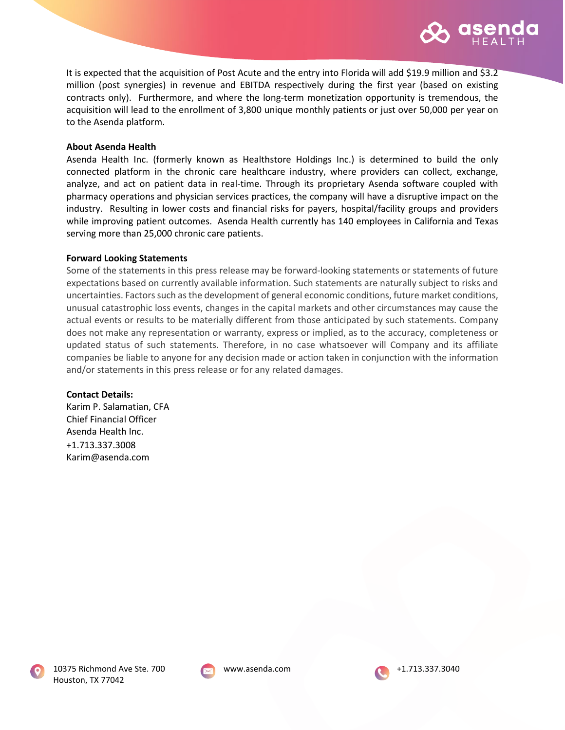It is expected that the acquisition of Post Acute and the entry into Florida will add $19.9 million and $3.2 million (post synergies) in revenue and EBITDA respectively during the first year (based on existing contracts only). Furthermore, and where the long-term monetization opportunity is tremendous, the acquisition will lead to the enrollment of 3,800 unique monthly patients or just over 50,000 per year on to the Asenda platform.

**About Asenda Health**

Asenda Health Inc. (formerly known as Healthstore Holdings Inc.) is determined to build the only connected platform in the chronic care healthcare industry, where providers can collect, exchange, analyze, and act on patient data in real-time. Through its proprietary Asenda software coupled with pharmacy operations and physician services practices, the company will have a disruptive impact on the industry. Resulting in lower costs and financial risks for payers, hospital/facility groups and providers while improving patient outcomes. Asenda Health currently has 140 employees in California and Texas serving more than 25,000 chronic care patients.

**Forward Looking Statements**

Some of the statements in this press release may be forward-looking statements or statements of future expectations based on currently available information. Such statements are naturally subject to risks and uncertainties. Factors such as the development of general economic conditions, future market conditions, unusual catastrophic loss events, changes in the capital markets and other circumstances may cause the actual events or results to be materially different from those anticipated by such statements. Company does not make any representation or warranty, express or implied, as to the accuracy, completeness or updated status of such statements. Therefore, in no case whatsoever will Company and its affiliate companies be liable to anyone for any decision made or action taken in conjunction with the information and/or statements in this press release or for any related damages.

**Contact Details:**

Karim P. Salamatian, CFA
Chief Financial Officer
Asenda Health Inc.
+1.713.337.3008
Karim@asenda.com

10375 Richmond Ave Ste. 700
Houston, TX 77042

www.asenda.com

+1.713.337.3040